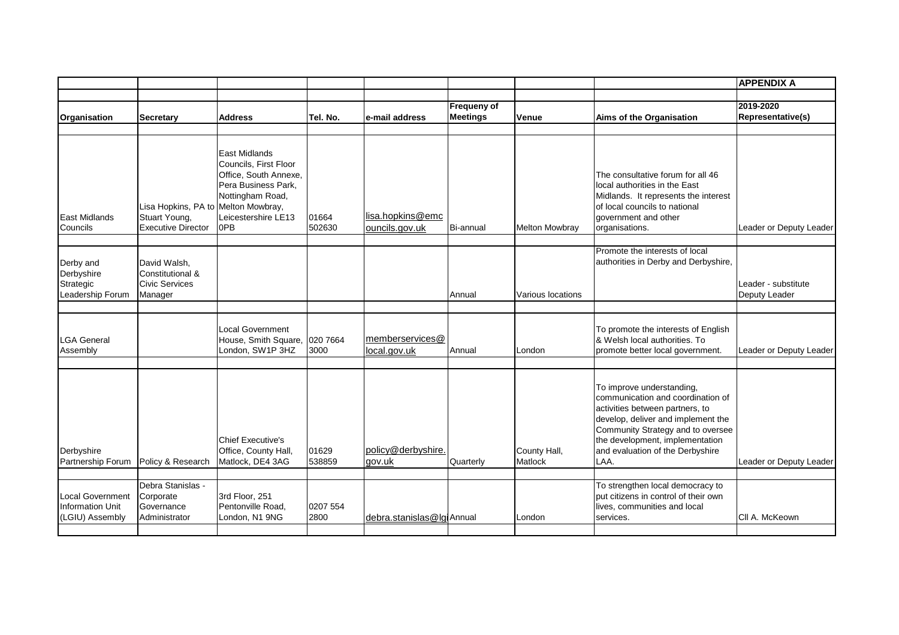**APPENDIX A**

| Organisation | Secretary | Address | Tel. No. | e-mail address | Frequeny of Meetings | Venue | Aims of the Organisation | 2019-2020 Representative(s) |
|---|---|---|---|---|---|---|---|---|
| East Midlands Councils | Lisa Hopkins, PA to Stuart Young, Executive Director | East Midlands Councils, First Floor Office, South Annexe, Pera Business Park, Nottingham Road, Melton Mowbray, Leicestershire LE13 0PB | 01664 502630 | lisa.hopkins@emcouncils.gov.uk | Bi-annual | Melton Mowbray | The consultative forum for all 46 local authorities in the East Midlands. It represents the interest of local councils to national government and other organisations. | Leader or Deputy Leader |
| Derby and Derbyshire Strategic Leadership Forum | David Walsh, Constitutional & Civic Services Manager | | | | Annual | Various locations | Promote the interests of local authorities in Derby and Derbyshire, | Leader - substitute Deputy Leader |
| LGA General Assembly | | Local Government House, Smith Square, London, SW1P 3HZ | 020 7664 3000 | memberservices@local.gov.uk | Annual | London | To promote the interests of English & Welsh local authorities. To promote better local government. | Leader or Deputy Leader |
| Derbyshire Partnership Forum | Policy & Research | Chief Executive's Office, County Hall, Matlock, DE4 3AG | 01629 538859 | policy@derbyshire.gov.uk | Quarterly | County Hall, Matlock | To improve understanding, communication and coordination of activities between partners, to develop, deliver and implement the Community Strategy and to oversee the development, implementation and evaluation of the Derbyshire LAA. | Leader or Deputy Leader |
| Local Government Information Unit (LGIU) Assembly | Debra Stanislas - Corporate Governance Administrator | 3rd Floor, 251 Pentonville Road, London, N1 9NG | 0207 554 2800 | debra.stanislas@lgi | Annual | London | To strengthen local democracy to put citizens in control of their own lives, communities and local services. | Cll A. McKeown |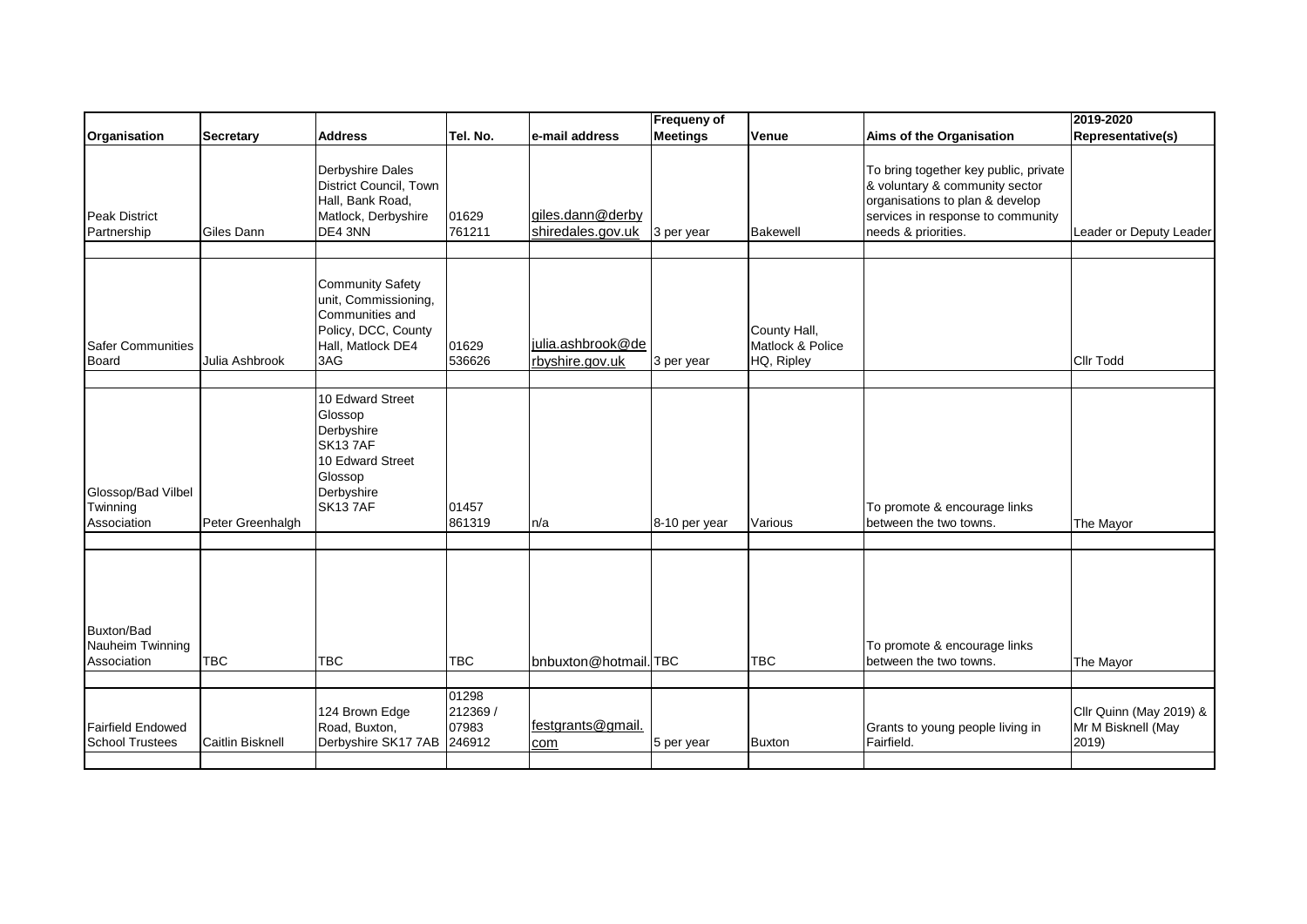| Organisation | Secretary | Address | Tel. No. | e-mail address | Frequeny of Meetings | Venue | Aims of the Organisation | 2019-2020 Representative(s) |
|---|---|---|---|---|---|---|---|---|
| Peak District Partnership | Giles Dann | Derbyshire Dales District Council, Town Hall, Bank Road, Matlock, Derbyshire DE4 3NN | 01629 761211 | giles.dann@derbyshiredales.gov.uk | 3 per year | Bakewell | To bring together key public, private & voluntary & community sector organisations to plan & develop services in response to community needs & priorities. | Leader or Deputy Leader |
| Safer Communities Board | Julia Ashbrook | Community Safety unit, Commissioning, Communities and Policy, DCC, County Hall, Matlock DE4 3AG | 01629 536626 | julia.ashbrook@derbyshire.gov.uk | 3 per year | County Hall, Matlock & Police HQ, Ripley | | Cllr Todd |
| Glossop/Bad Vilbel Twinning Association | Peter Greenhalgh | 10 Edward Street Glossop Derbyshire SK13 7AF 10 Edward Street Glossop Derbyshire SK13 7AF | 01457 861319 | n/a | 8-10 per year | Various | To promote & encourage links between the two towns. | The Mayor |
| Buxton/Bad Nauheim Twinning Association | TBC | TBC | TBC | bnbuxton@hotmail. | TBC | TBC | To promote & encourage links between the two towns. | The Mayor |
| Fairfield Endowed School Trustees | Caitlin Bisknell | 124 Brown Edge Road, Buxton, Derbyshire SK17 7AB | 01298 212369 / 07983 246912 | festgrants@gmail.com | 5 per year | Buxton | Grants to young people living in Fairfield. | Cllr Quinn (May 2019) & Mr M Bisknell (May 2019) |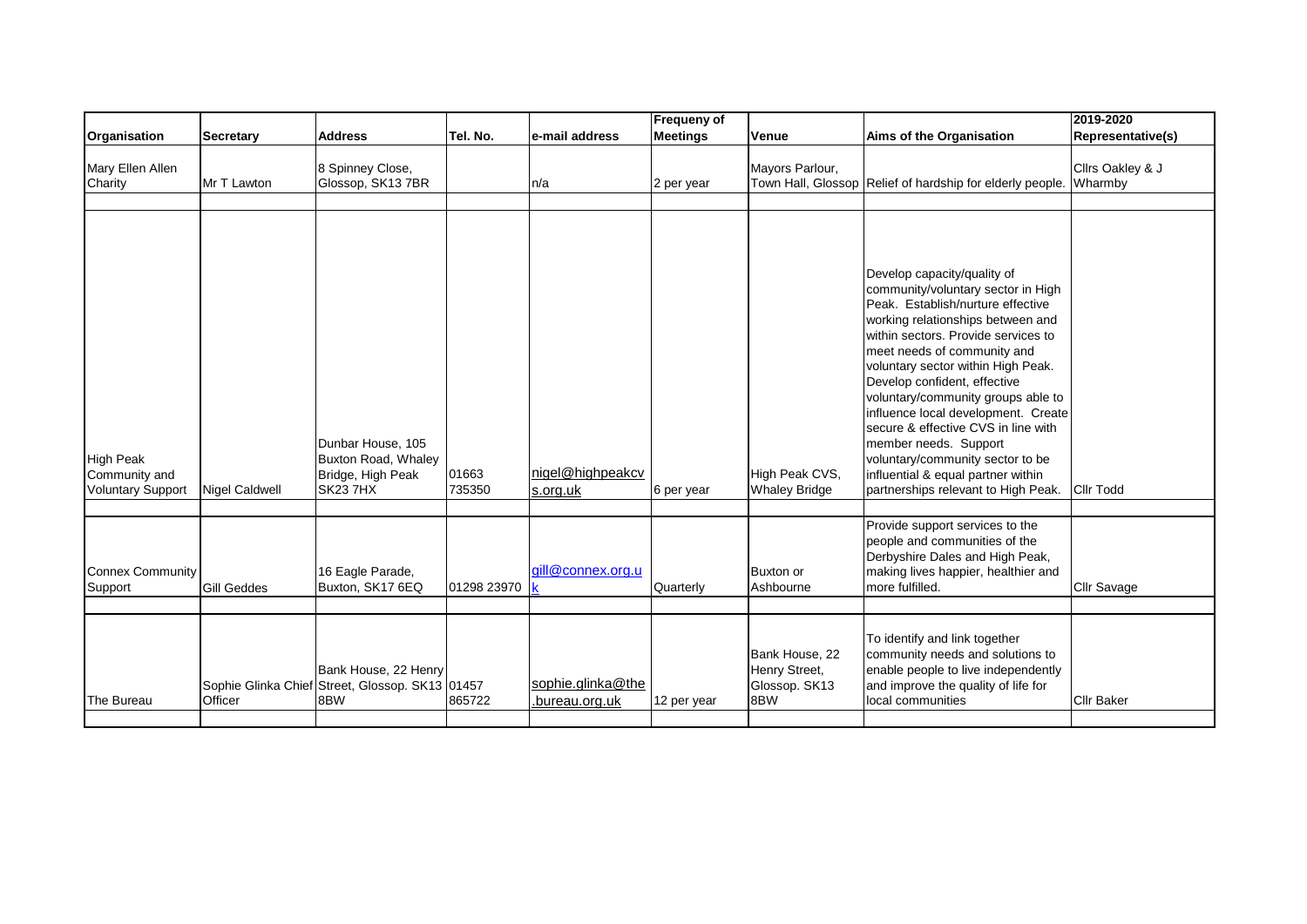| Organisation | Secretary | Address | Tel. No. | e-mail address | Frequeny of Meetings | Venue | Aims of the Organisation | 2019-2020 Representative(s) |
|---|---|---|---|---|---|---|---|---|
| Mary Ellen Allen Charity | Mr T Lawton | 8 Spinney Close, Glossop, SK13 7BR | | n/a | 2 per year | Mayors Parlour, Town Hall, Glossop | Relief of hardship for elderly people. | Cllrs Oakley & J Wharmby |
| High Peak Community and Voluntary Support | Nigel Caldwell | Dunbar House, 105 Buxton Road, Whaley Bridge, High Peak SK23 7HX | 01663 735350 | nigel@highpeakcvs.org.uk | 6 per year | High Peak CVS, Whaley Bridge | Develop capacity/quality of community/voluntary sector in High Peak. Establish/nurture effective working relationships between and within sectors. Provide services to meet needs of community and voluntary sector within High Peak. Develop confident, effective voluntary/community groups able to influence local development. Create secure & effective CVS in line with member needs. Support voluntary/community sector to be influential & equal partner within partnerships relevant to High Peak. | Cllr Todd |
| Connex Community Support | Gill Geddes | 16 Eagle Parade, Buxton, SK17 6EQ | 01298 23970 | gill@connex.org.uk | Quarterly | Buxton or Ashbourne | Provide support services to the people and communities of the Derbyshire Dales and High Peak, making lives happier, healthier and more fulfilled. | Cllr Savage |
| The Bureau | Sophie Glinka Chief Officer | Bank House, 22 Henry Street, Glossop. SK13 8BW | 01457 865722 | sophie.glinka@the.bureau.org.uk | 12 per year | Bank House, 22 Henry Street, Glossop. SK13 8BW | To identify and link together community needs and solutions to enable people to live independently and improve the quality of life for local communities | Cllr Baker |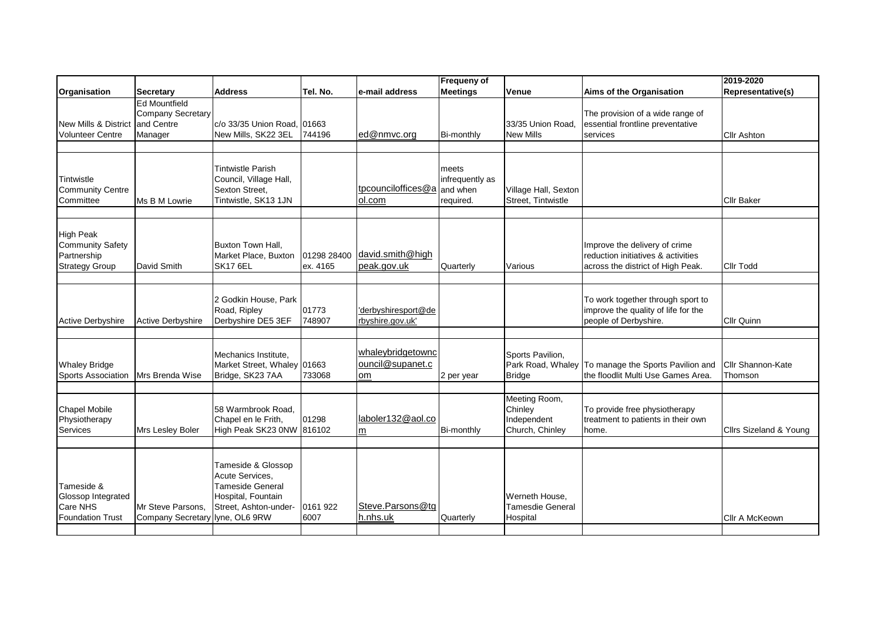| Organisation | Secretary | Address | Tel. No. | e-mail address | Frequeny of Meetings | Venue | Aims of the Organisation | 2019-2020 Representative(s) |
|---|---|---|---|---|---|---|---|---|
| New Mills & District Volunteer Centre | Ed Mountfield Company Secretary and Centre Manager | c/o 33/35 Union Road, New Mills, SK22 3EL | 01663 744196 | ed@nmvc.org | Bi-monthly | 33/35 Union Road, New Mills | The provision of a wide range of essential frontline preventative services | Cllr Ashton |
| Tintwistle Community Centre Committee | Ms B M Lowrie | Tintwistle Parish Council, Village Hall, Sexton Street, Tintwistle, SK13 1JN | | tpcounciloffices@aol.com | meets infrequently as and when required. | Village Hall, Sexton Street, Tintwistle | | Cllr Baker |
| High Peak Community Safety Partnership Strategy Group | David Smith | Buxton Town Hall, Market Place, Buxton SK17 6EL | 01298 28400 ex. 4165 | david.smith@highpeak.gov.uk | Quarterly | Various | Improve the delivery of crime reduction initiatives & activities across the district of High Peak. | Cllr Todd |
| Active Derbyshire | Active Derbyshire | 2 Godkin House, Park Road, Ripley Derbyshire DE5 3EF | 01773 748907 | 'derbyshiresport@derbyshire.gov.uk' | | | To work together through sport to improve the quality of life for the people of Derbyshire. | Cllr Quinn |
| Whaley Bridge Sports Association | Mrs Brenda Wise | Mechanics Institute, Market Street, Whaley Bridge, SK23 7AA | 01663 733068 | whaleybridgetowncouncil@supanet.com | 2 per year | Sports Pavilion, Park Road, Whaley Bridge | To manage the Sports Pavilion and the floodlit Multi Use Games Area. | Cllr Shannon-Kate Thomson |
| Chapel Mobile Physiotherapy Services | Mrs Lesley Boler | 58 Warmbrook Road, Chapel en le Frith, High Peak SK23 0NW | 01298 816102 | laboler132@aol.com | Bi-monthly | Meeting Room, Chinley Independent Church, Chinley | To provide free physiotherapy treatment to patients in their own home. | Cllrs Sizeland & Young |
| Tameside & Glossop Integrated Care NHS Foundation Trust | Mr Steve Parsons, Company Secretary | Tameside & Glossop Acute Services, Tameside General Hospital, Fountain Street, Ashton-under-lyne, OL6 9RW | 0161 922 6007 | Steve.Parsons@tgh.nhs.uk | Quarterly | Werneth House, Tamesdie General Hospital | | Cllr A McKeown |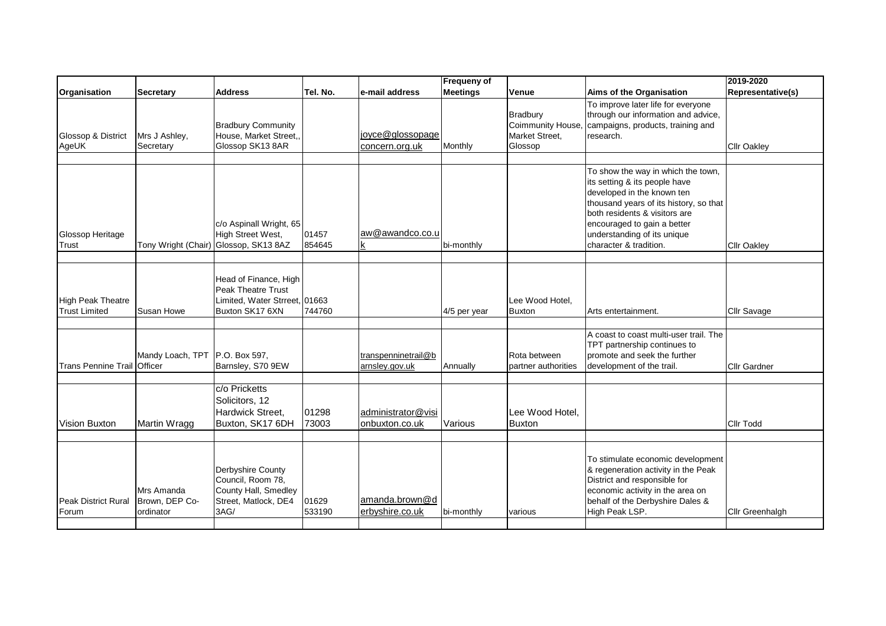| Organisation | Secretary | Address | Tel. No. | e-mail address | Frequeny of Meetings | Venue | Aims of the Organisation | 2019-2020 Representative(s) |
|---|---|---|---|---|---|---|---|---|
| Glossop & District AgeUK | Mrs J Ashley, Secretary | Bradbury Community House, Market Street,, Glossop SK13 8AR | | joyce@glossopageconcern.org.uk | Monthly | Bradbury Coimmunity House, Market Street, Glossop | To improve later life for everyone through our information and advice, campaigns, products, training and research. | Cllr Oakley |
| Glossop Heritage Trust | Tony Wright (Chair) | c/o Aspinall Wright, 65 High Street West, Glossop, SK13 8AZ | 01457 854645 | aw@awandco.co.uk | bi-monthly | | To show the way in which the town, its setting & its people have developed in the known ten thousand years of its history, so that both residents & visitors are encouraged to gain a better understanding of its unique character & tradition. | Cllr Oakley |
| High Peak Theatre Trust Limited | Susan Howe | Head of Finance, High Peak Theatre Trust Limited, Water Strreet, Buxton SK17 6XN | 01663 744760 | | 4/5 per year | Lee Wood Hotel, Buxton | Arts entertainment. | Cllr Savage |
| Trans Pennine Trail | Mandy Loach, TPT Officer | P.O. Box 597, Barnsley, S70 9EW | | transpenninetrail@barnsley.gov.uk | Annually | Rota between partner authorities | A coast to coast multi-user trail. The TPT partnership continues to promote and seek the further development of the trail. | Cllr Gardner |
| Vision Buxton | Martin Wragg | c/o Pricketts Solicitors, 12 Hardwick Street, Buxton, SK17 6DH | 01298 73003 | administrator@visionbuxton.co.uk | Various | Lee Wood Hotel, Buxton | | Cllr Todd |
| Peak District Rural Forum | Mrs Amanda Brown, DEP Co-ordinator | Derbyshire County Council, Room 78, County Hall, Smedley Street, Matlock, DE4 3AG/ | 01629 533190 | amanda.brown@derbyshire.co.uk | bi-monthly | various | To stimulate economic development & regeneration activity in the Peak District and responsible for economic activity in the area on behalf of the Derbyshire Dales & High Peak LSP. | Cllr Greenhalgh |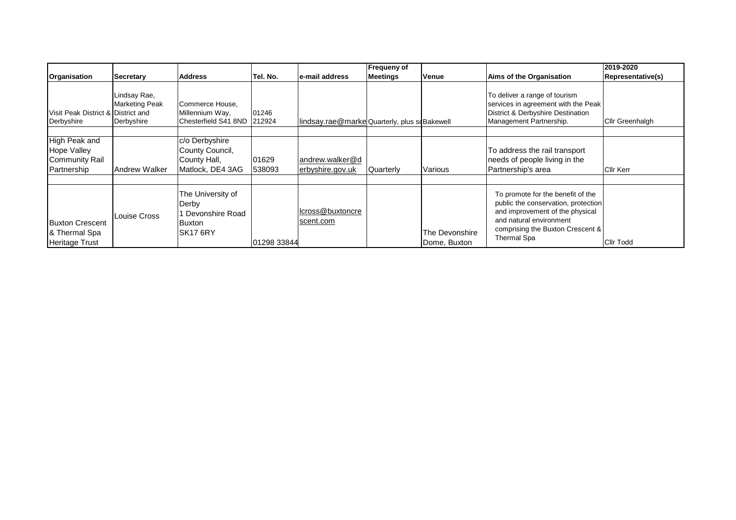| Organisation | Secretary | Address | Tel. No. | e-mail address | Frequeny of Meetings | Venue | Aims of the Organisation | 2019-2020 Representative(s) |
|---|---|---|---|---|---|---|---|---|
| Visit Peak District & Derbyshire | Lindsay Rae, Marketing Peak District and Derbyshire | Commerce House, Millennium Way, Chesterfield S41 8ND | 01246 212924 | lindsay.rae@marke | Quarterly, plus so | Bakewell | To deliver a range of tourism services in agreement with the Peak District & Derbyshire Destination Management Partnership. | Cllr Greenhalgh |
| | | | | | | | | |
| High Peak and Hope Valley Community Rail Partnership | Andrew Walker | c/o Derbyshire County Council, County Hall, Matlock, DE4 3AG | 01629 538093 | andrew.walker@derbyshire.gov.uk | Quarterly | Various | To address the rail transport needs of people living in the Partnership's area | Cllr Kerr |
| | | | | | | | | |
| Buxton Crescent & Thermal Spa Heritage Trust | Louise Cross | The University of Derby 1 Devonshire Road Buxton SK17 6RY | 01298 33844 | lcross@buxtoncrescent.com | | The Devonshire Dome, Buxton | To promote for the benefit of the public the conservation, protection and improvement of the physical and natural environment comprising the Buxton Crescent & Thermal Spa | Cllr Todd |